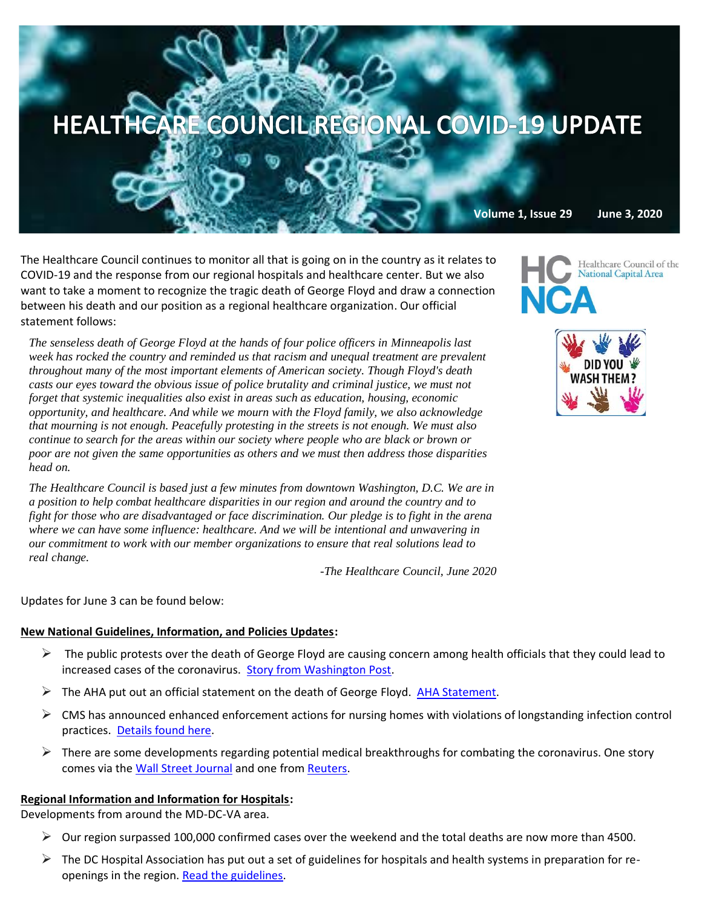# HEALTHCARE COUNCIL REGIONAL COVID-19 UPDATE

**Volume 1, Issue 29 June 3, 2020**

Healthcare Council of the National Capital Area

DID YOU WASH THEM?

The Healthcare Council continues to monitor all that is going on in the country as it relates to COVID-19 and the response from our regional hospitals and healthcare center. But we also want to take a moment to recognize the tragic death of George Floyd and draw a connection between his death and our position as a regional healthcare organization. Our official statement follows:

*The senseless death of George Floyd at the hands of four police officers in Minneapolis last week has rocked the country and reminded us that racism and unequal treatment are prevalent throughout many of the most important elements of American society. Though Floyd's death casts our eyes toward the obvious issue of police brutality and criminal justice, we must not forget that systemic inequalities also exist in areas such as education, housing, economic opportunity, and healthcare. And while we mourn with the Floyd family, we also acknowledge that mourning is not enough. Peacefully protesting in the streets is not enough. We must also continue to search for the areas within our society where people who are black or brown or poor are not given the same opportunities as others and we must then address those disparities head on.*

*The Healthcare Council is based just a few minutes from downtown Washington, D.C. We are in a position to help combat healthcare disparities in our region and around the country and to fight for those who are disadvantaged or face discrimination. Our pledge is to fight in the arena where we can have some influence: healthcare. And we will be intentional and unwavering in our commitment to work with our member organizations to ensure that real solutions lead to real change.*

*-The Healthcare Council, June 2020*

Updates for June 3 can be found below:

**New National Guidelines, Information, and Policies Updates:**

- The public protests over the death of George Floyd are causing concern among health officials that they could lead to increased cases of the coronavirus. Story from Washington Post.
- The AHA put out an official statement on the death of George Floyd. AHA Statement.
- CMS has announced enhanced enforcement actions for nursing homes with violations of longstanding infection control practices. Details found here.
- There are some developments regarding potential medical breakthroughs for combating the coronavirus. One story comes via the Wall Street Journal and one from Reuters.

**Regional Information and Information for Hospitals:**

Developments from around the MD-DC-VA area.

- Our region surpassed 100,000 confirmed cases over the weekend and the total deaths are now more than 4500.
- The DC Hospital Association has put out a set of guidelines for hospitals and health systems in preparation for re-openings in the region. Read the guidelines.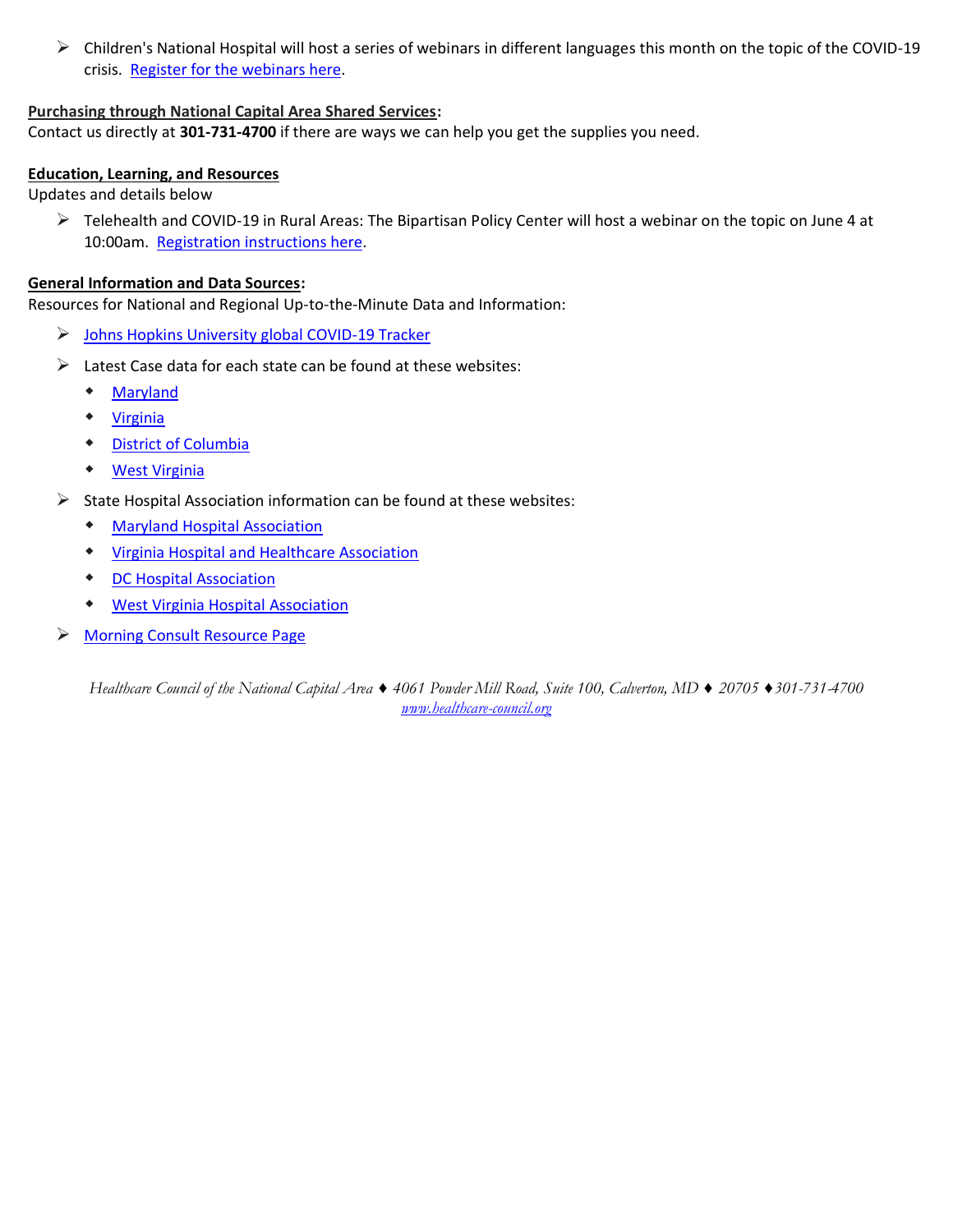- Children's National Hospital will host a series of webinars in different languages this month on the topic of the COVID-19 crisis. Register for the webinars here.

**Purchasing through National Capital Area Shared Services:**
Contact us directly at **301-731-4700** if there are ways we can help you get the supplies you need.

**Education, Learning, and Resources**
Updates and details below

- Telehealth and COVID-19 in Rural Areas: The Bipartisan Policy Center will host a webinar on the topic on June 4 at 10:00am. Registration instructions here.

**General Information and Data Sources:**
Resources for National and Regional Up-to-the-Minute Data and Information:

- Johns Hopkins University global COVID-19 Tracker
- Latest Case data for each state can be found at these websites:
  - Maryland
  - Virginia
  - District of Columbia
  - West Virginia
- State Hospital Association information can be found at these websites:
  - Maryland Hospital Association
  - Virginia Hospital and Healthcare Association
  - DC Hospital Association
  - West Virginia Hospital Association
- Morning Consult Resource Page

*Healthcare Council of the National Capital Area ♦ 4061 Powder Mill Road, Suite 100, Calverton, MD ♦ 20705 ♦301-731-4700*
*www.healthcare-council.org*